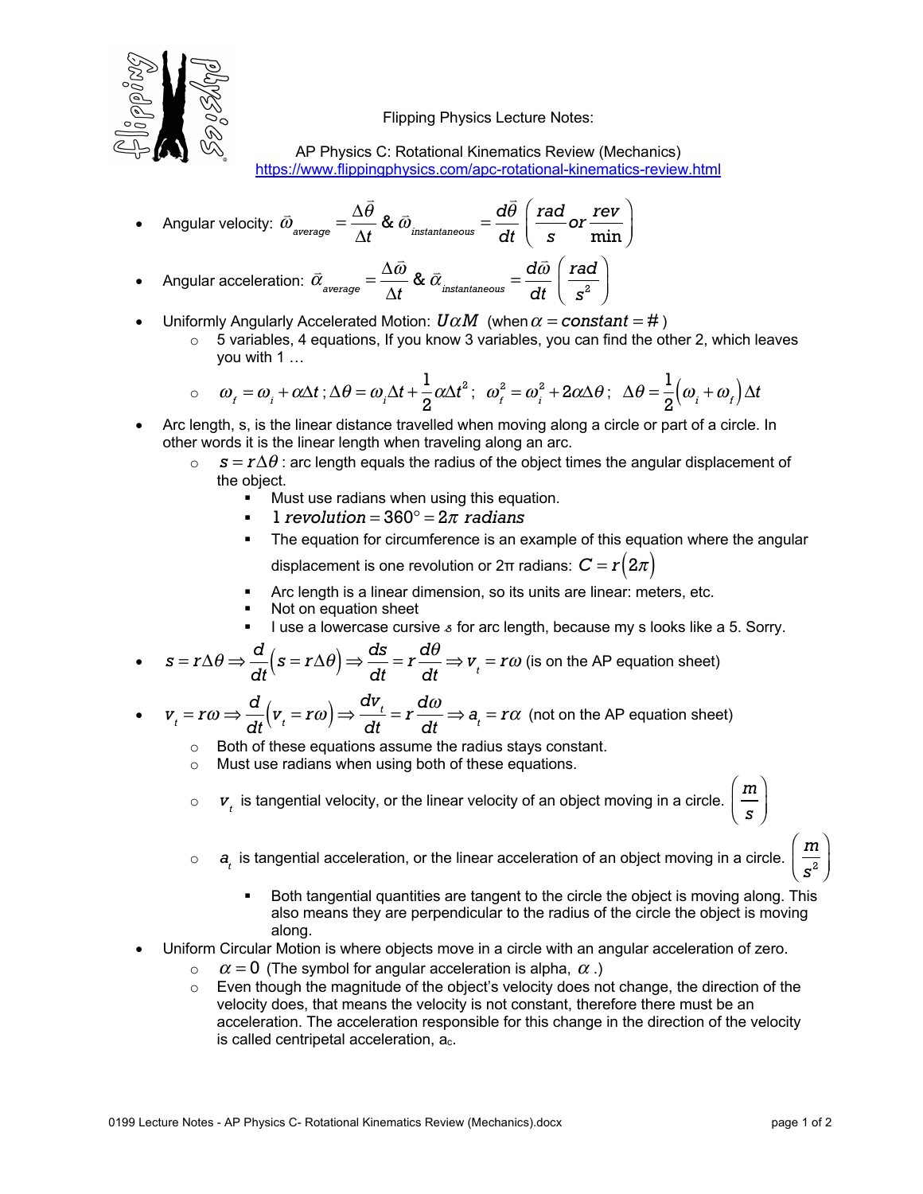Flipping Physics Lecture Notes:

AP Physics C: Rotational Kinematics Review (Mechanics)
https://www.flippingphysics.com/apc-rotational-kinematics-review.html

- Angular velocity: $\vec{\omega}_{average} = \frac{\Delta\vec{\theta}}{\Delta t}$ & $\vec{\omega}_{instantaneous} = \frac{d\vec{\theta}}{dt}\left(\frac{rad}{s} \text{ or } \frac{rev}{\min}\right)$
- Angular acceleration: $\vec{\alpha}_{average} = \frac{\Delta\vec{\omega}}{\Delta t}$ & $\vec{\alpha}_{instantaneous} = \frac{d\vec{\omega}}{dt}\left(\frac{rad}{s^2}\right)$
- Uniformly Angularly Accelerated Motion: $U\alpha M$ (when $\alpha = constant = \#$)
  - 5 variables, 4 equations, If you know 3 variables, you can find the other 2, which leaves you with 1 …
  - $\omega_f = \omega_i + \alpha\Delta t$ ; $\Delta\theta = \omega_i\Delta t + \frac{1}{2}\alpha\Delta t^2$ ; $\omega_f^2 = \omega_i^2 + 2\alpha\Delta\theta$ ; $\Delta\theta = \frac{1}{2}\left(\omega_i + \omega_f\right)\Delta t$
- Arc length, s, is the linear distance travelled when moving along a circle or part of a circle. In other words it is the linear length when traveling along an arc.
  - $s = r\Delta\theta$ : arc length equals the radius of the object times the angular displacement of the object.
    - Must use radians when using this equation.
    - $1\ revolution = 360° = 2\pi\ radians$
    - The equation for circumference is an example of this equation where the angular displacement is one revolution or 2π radians: $C = r(2\pi)$
    - Arc length is a linear dimension, so its units are linear: meters, etc.
    - Not on equation sheet
    - I use a lowercase cursive $s$ for arc length, because my s looks like a 5. Sorry.
- $s = r\Delta\theta \Rightarrow \frac{d}{dt}\left(s = r\Delta\theta\right) \Rightarrow \frac{ds}{dt} = r\frac{d\theta}{dt} \Rightarrow v_t = r\omega$ (is on the AP equation sheet)
- $v_t = r\omega \Rightarrow \frac{d}{dt}\left(v_t = r\omega\right) \Rightarrow \frac{dv_t}{dt} = r\frac{d\omega}{dt} \Rightarrow a_t = r\alpha$ (not on the AP equation sheet)
  - Both of these equations assume the radius stays constant.
  - Must use radians when using both of these equations.
  - $v_t$ is tangential velocity, or the linear velocity of an object moving in a circle. $\left(\frac{m}{s}\right)$
  - $a_t$ is tangential acceleration, or the linear acceleration of an object moving in a circle. $\left(\frac{m}{s^2}\right)$
    - Both tangential quantities are tangent to the circle the object is moving along. This also means they are perpendicular to the radius of the circle the object is moving along.
- Uniform Circular Motion is where objects move in a circle with an angular acceleration of zero.
  - $\alpha = 0$ (The symbol for angular acceleration is alpha, $\alpha$.)
  - Even though the magnitude of the object's velocity does not change, the direction of the velocity does, that means the velocity is not constant, therefore there must be an acceleration. The acceleration responsible for this change in the direction of the velocity is called centripetal acceleration, $a_c$.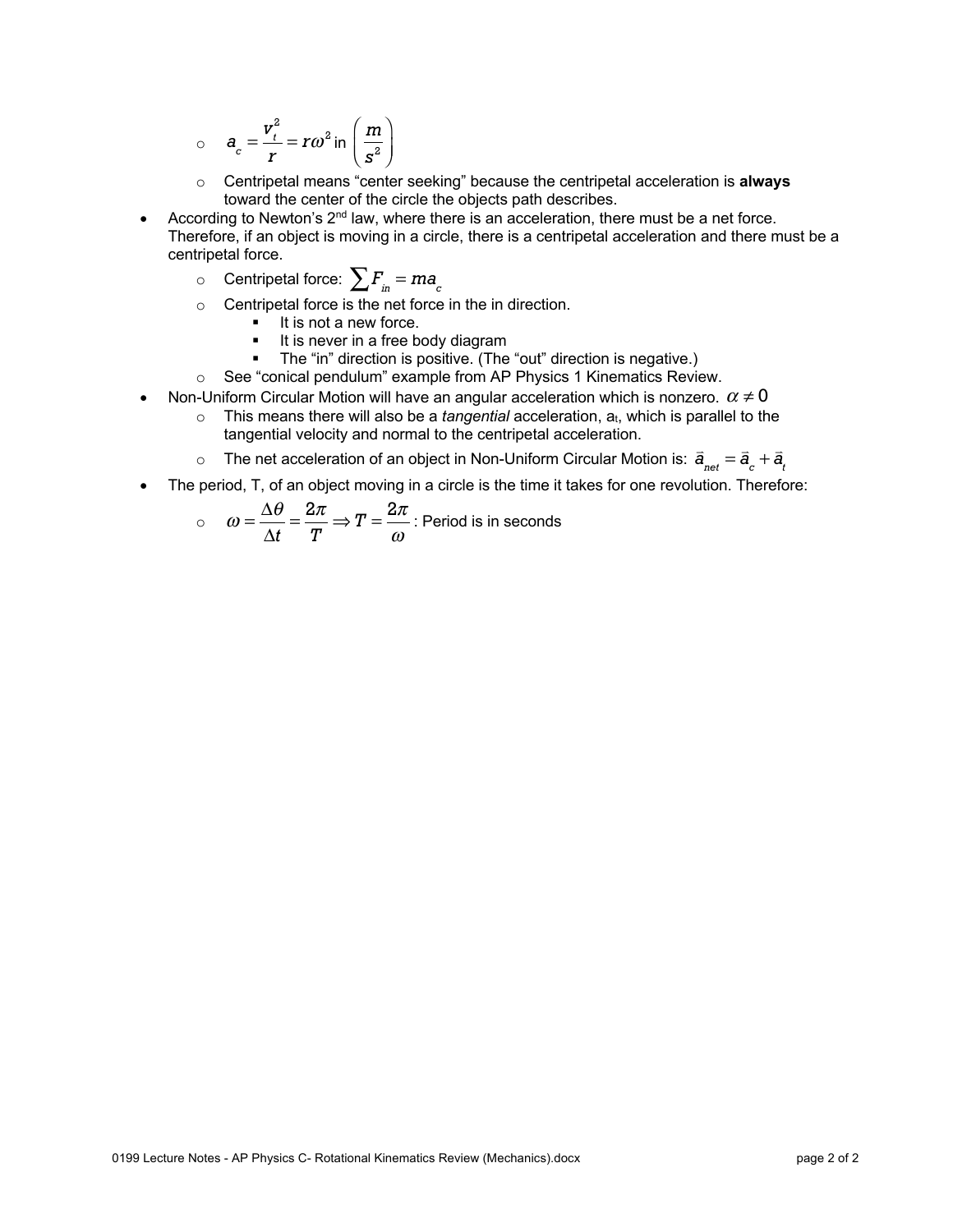- $a_c = \frac{v_t^2}{r} = r\omega^2$ in $\left(\frac{m}{s^2}\right)$
    - Centripetal means "center seeking" because the centripetal acceleration is **always** toward the center of the circle the objects path describes.
- According to Newton's 2nd law, where there is an acceleration, there must be a net force. Therefore, if an object is moving in a circle, there is a centripetal acceleration and there must be a centripetal force.
    - Centripetal force: $\sum F_{in} = ma_c$
    - Centripetal force is the net force in the in direction.
        - It is not a new force.
        - It is never in a free body diagram
        - The "in" direction is positive. (The "out" direction is negative.)
    - See "conical pendulum" example from AP Physics 1 Kinematics Review.
- Non-Uniform Circular Motion will have an angular acceleration which is nonzero. $\alpha \neq 0$
    - This means there will also be a *tangential* acceleration, $a_t$, which is parallel to the tangential velocity and normal to the centripetal acceleration.
    - The net acceleration of an object in Non-Uniform Circular Motion is: $\vec{a}_{net} = \vec{a}_c + \vec{a}_t$
- The period, T, of an object moving in a circle is the time it takes for one revolution. Therefore:
    - $\omega = \frac{\Delta\theta}{\Delta t} = \frac{2\pi}{T} \Rightarrow T = \frac{2\pi}{\omega}$ : Period is in seconds